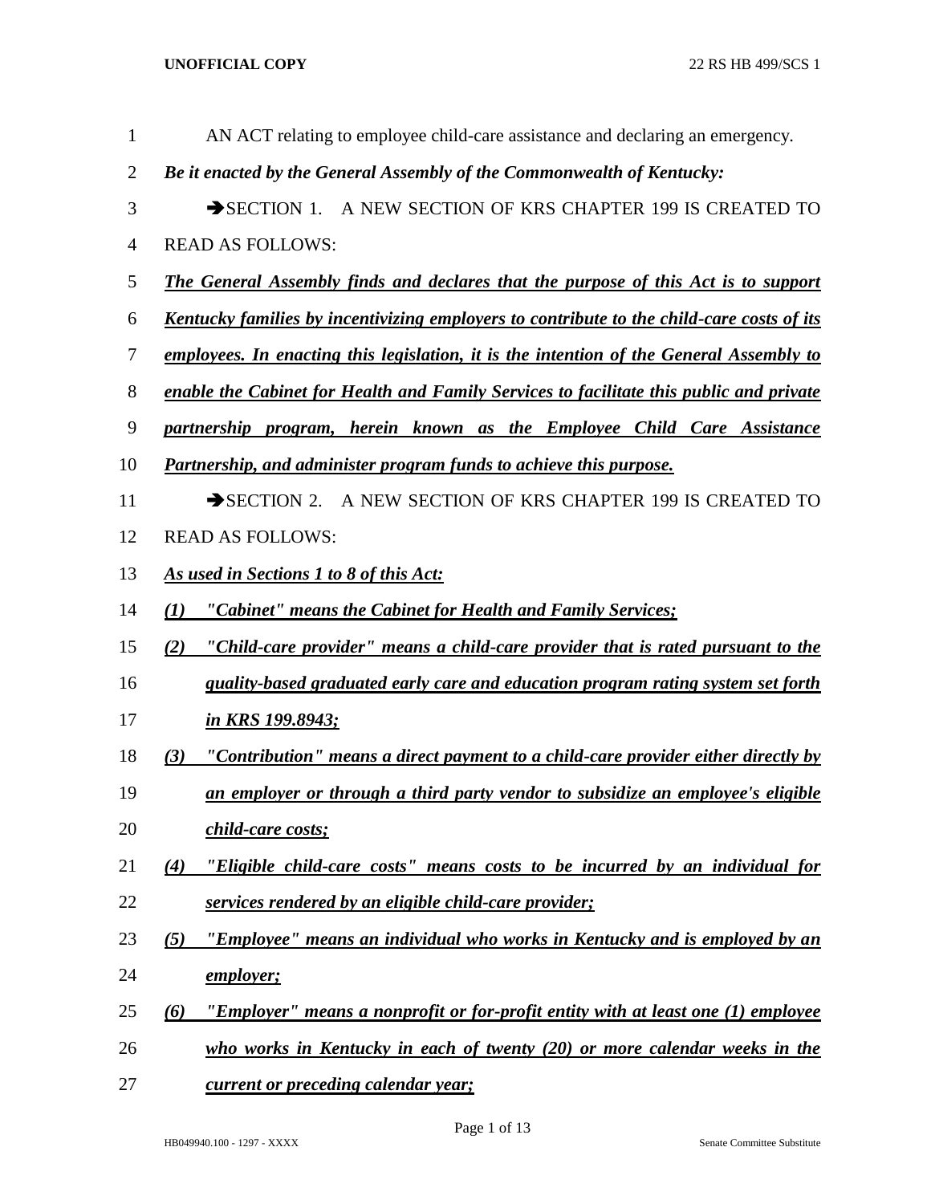AN ACT relating to employee child-care assistance and declaring an emergency.

***Be it enacted by the General Assembly of the Commonwealth of Kentucky:***

➔SECTION 1. A NEW SECTION OF KRS CHAPTER 199 IS CREATED TO READ AS FOLLOWS:

***The General Assembly finds and declares that the purpose of this Act is to support Kentucky families by incentivizing employers to contribute to the child-care costs of its employees. In enacting this legislation, it is the intention of the General Assembly to enable the Cabinet for Health and Family Services to facilitate this public and private partnership program, herein known as the Employee Child Care Assistance Partnership, and administer program funds to achieve this purpose.***

➔SECTION 2. A NEW SECTION OF KRS CHAPTER 199 IS CREATED TO READ AS FOLLOWS:

***As used in Sections 1 to 8 of this Act:***

***(1) "Cabinet" means the Cabinet for Health and Family Services;***

***(2) "Child-care provider" means a child-care provider that is rated pursuant to the quality-based graduated early care and education program rating system set forth in KRS 199.8943;***

***(3) "Contribution" means a direct payment to a child-care provider either directly by an employer or through a third party vendor to subsidize an employee's eligible child-care costs;***

***(4) "Eligible child-care costs" means costs to be incurred by an individual for services rendered by an eligible child-care provider;***

***(5) "Employee" means an individual who works in Kentucky and is employed by an employer;***

***(6) "Employer" means a nonprofit or for-profit entity with at least one (1) employee who works in Kentucky in each of twenty (20) or more calendar weeks in the current or preceding calendar year;***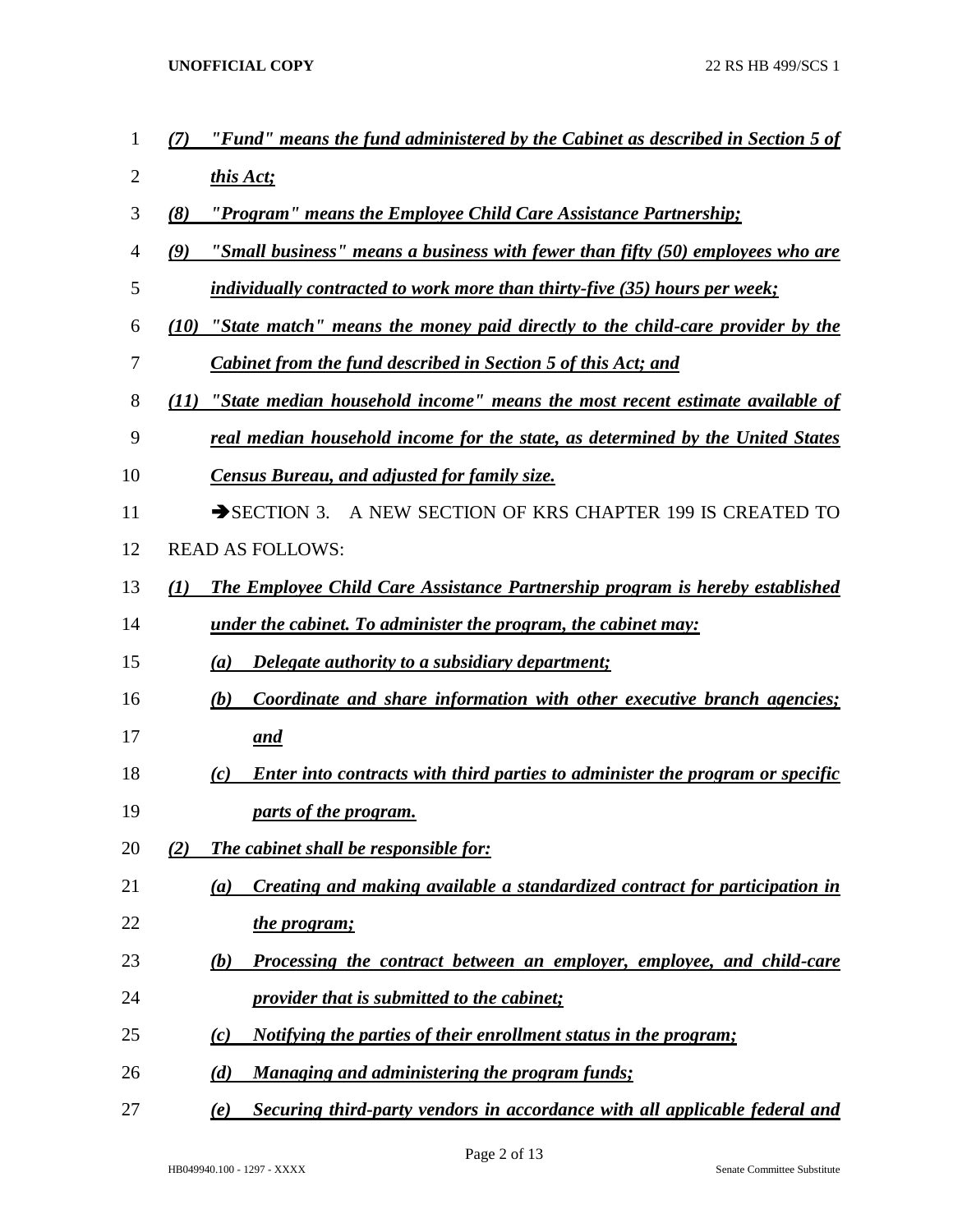***(7) "Fund" means the fund administered by the Cabinet as described in Section 5 of this Act;***

***(8) "Program" means the Employee Child Care Assistance Partnership;***

***(9) "Small business" means a business with fewer than fifty (50) employees who are individually contracted to work more than thirty-five (35) hours per week;***

***(10) "State match" means the money paid directly to the child-care provider by the Cabinet from the fund described in Section 5 of this Act; and***

***(11) "State median household income" means the most recent estimate available of real median household income for the state, as determined by the United States Census Bureau, and adjusted for family size.***

➔SECTION 3. A NEW SECTION OF KRS CHAPTER 199 IS CREATED TO READ AS FOLLOWS:

***(1) The Employee Child Care Assistance Partnership program is hereby established under the cabinet. To administer the program, the cabinet may:***

***(a) Delegate authority to a subsidiary department;***

***(b) Coordinate and share information with other executive branch agencies; and***

***(c) Enter into contracts with third parties to administer the program or specific parts of the program.***

***(2) The cabinet shall be responsible for:***

***(a) Creating and making available a standardized contract for participation in the program;***

***(b) Processing the contract between an employer, employee, and child-care provider that is submitted to the cabinet;***

***(c) Notifying the parties of their enrollment status in the program;***

***(d) Managing and administering the program funds;***

***(e) Securing third-party vendors in accordance with all applicable federal and***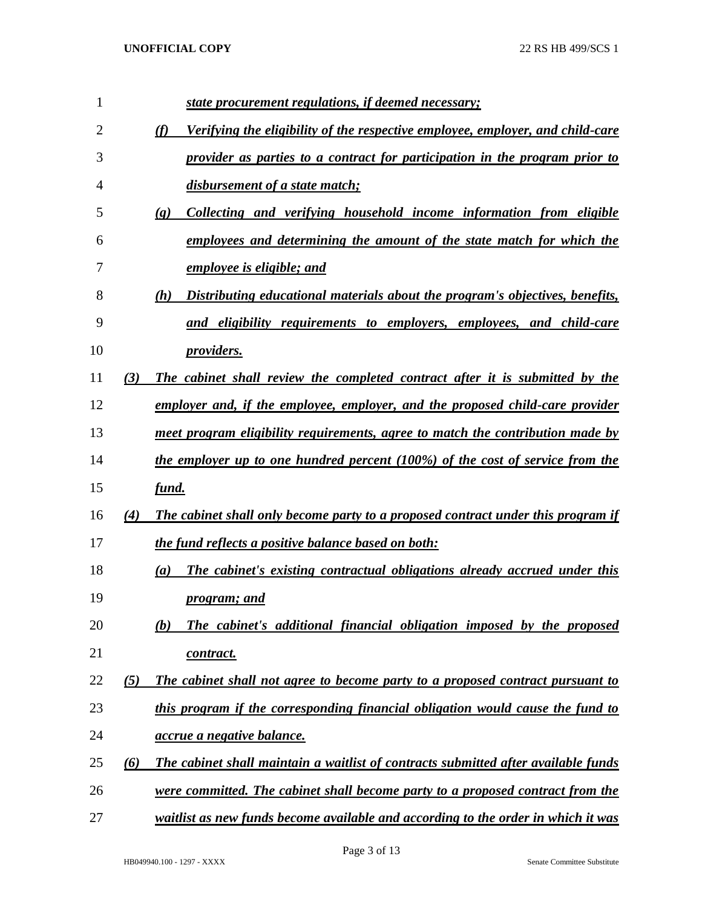*state procurement regulations, if deemed necessary;*

*(f) Verifying the eligibility of the respective employee, employer, and child-care provider as parties to a contract for participation in the program prior to disbursement of a state match;*

*(g) Collecting and verifying household income information from eligible employees and determining the amount of the state match for which the employee is eligible; and*

*(h) Distributing educational materials about the program's objectives, benefits, and eligibility requirements to employers, employees, and child-care providers.*

*(3) The cabinet shall review the completed contract after it is submitted by the employer and, if the employee, employer, and the proposed child-care provider meet program eligibility requirements, agree to match the contribution made by the employer up to one hundred percent (100%) of the cost of service from the fund.*

*(4) The cabinet shall only become party to a proposed contract under this program if the fund reflects a positive balance based on both:*

*(a) The cabinet's existing contractual obligations already accrued under this program; and*

*(b) The cabinet's additional financial obligation imposed by the proposed contract.*

*(5) The cabinet shall not agree to become party to a proposed contract pursuant to this program if the corresponding financial obligation would cause the fund to accrue a negative balance.*

*(6) The cabinet shall maintain a waitlist of contracts submitted after available funds were committed. The cabinet shall become party to a proposed contract from the waitlist as new funds become available and according to the order in which it was*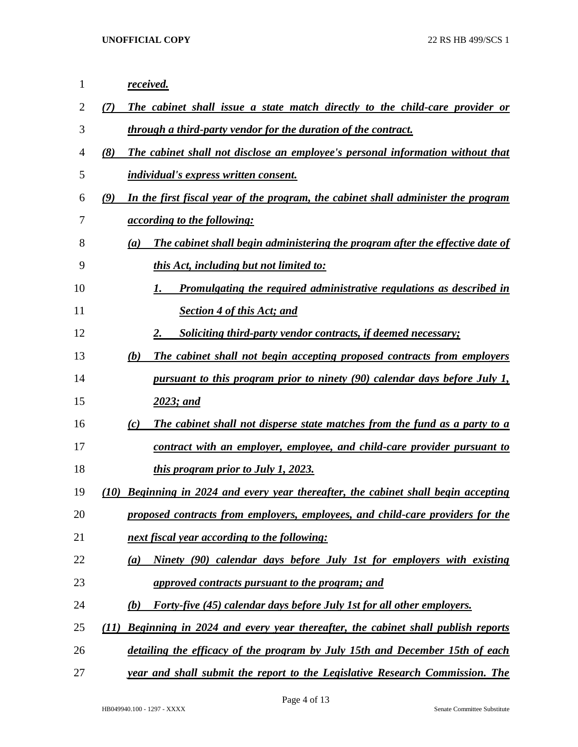*received.*

(7) *The cabinet shall issue a state match directly to the child-care provider or through a third-party vendor for the duration of the contract.*

(8) *The cabinet shall not disclose an employee's personal information without that individual's express written consent.*

(9) *In the first fiscal year of the program, the cabinet shall administer the program according to the following:*

(a) *The cabinet shall begin administering the program after the effective date of this Act, including but not limited to:*

1. *Promulgating the required administrative regulations as described in Section 4 of this Act; and*
2. *Soliciting third-party vendor contracts, if deemed necessary;*

(b) *The cabinet shall not begin accepting proposed contracts from employers pursuant to this program prior to ninety (90) calendar days before July 1, 2023; and*

(c) *The cabinet shall not disperse state matches from the fund as a party to a contract with an employer, employee, and child-care provider pursuant to this program prior to July 1, 2023.*

(10) *Beginning in 2024 and every year thereafter, the cabinet shall begin accepting proposed contracts from employers, employees, and child-care providers for the next fiscal year according to the following:*

(a) *Ninety (90) calendar days before July 1st for employers with existing approved contracts pursuant to the program; and*

(b) *Forty-five (45) calendar days before July 1st for all other employers.*

(11) *Beginning in 2024 and every year thereafter, the cabinet shall publish reports detailing the efficacy of the program by July 15th and December 15th of each year and shall submit the report to the Legislative Research Commission. The*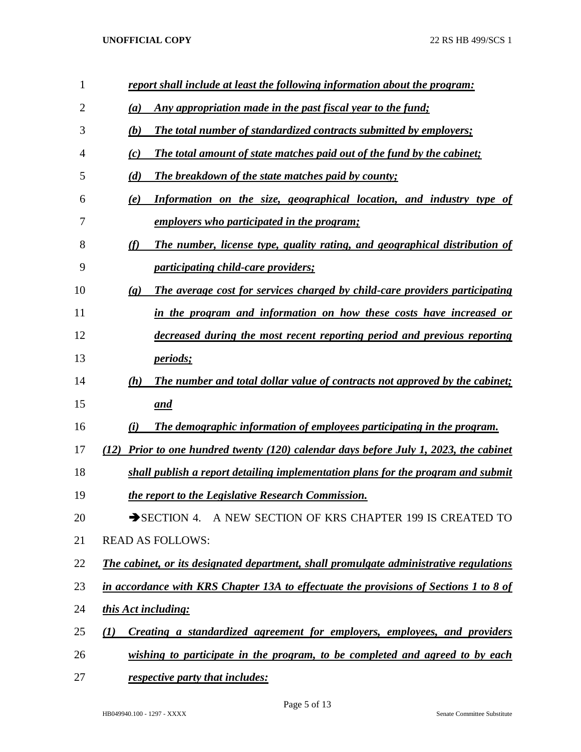*report shall include at least the following information about the program:*

*(a) Any appropriation made in the past fiscal year to the fund;*

*(b) The total number of standardized contracts submitted by employers;*

*(c) The total amount of state matches paid out of the fund by the cabinet;*

*(d) The breakdown of the state matches paid by county;*

*(e) Information on the size, geographical location, and industry type of employers who participated in the program;*

*(f) The number, license type, quality rating, and geographical distribution of participating child-care providers;*

*(g) The average cost for services charged by child-care providers participating in the program and information on how these costs have increased or decreased during the most recent reporting period and previous reporting periods;*

*(h) The number and total dollar value of contracts not approved by the cabinet; and*

*(i) The demographic information of employees participating in the program.*

*(12) Prior to one hundred twenty (120) calendar days before July 1, 2023, the cabinet shall publish a report detailing implementation plans for the program and submit the report to the Legislative Research Commission.*

➔SECTION 4. A NEW SECTION OF KRS CHAPTER 199 IS CREATED TO READ AS FOLLOWS:

*The cabinet, or its designated department, shall promulgate administrative regulations in accordance with KRS Chapter 13A to effectuate the provisions of Sections 1 to 8 of this Act including:*

*(1) Creating a standardized agreement for employers, employees, and providers wishing to participate in the program, to be completed and agreed to by each respective party that includes:*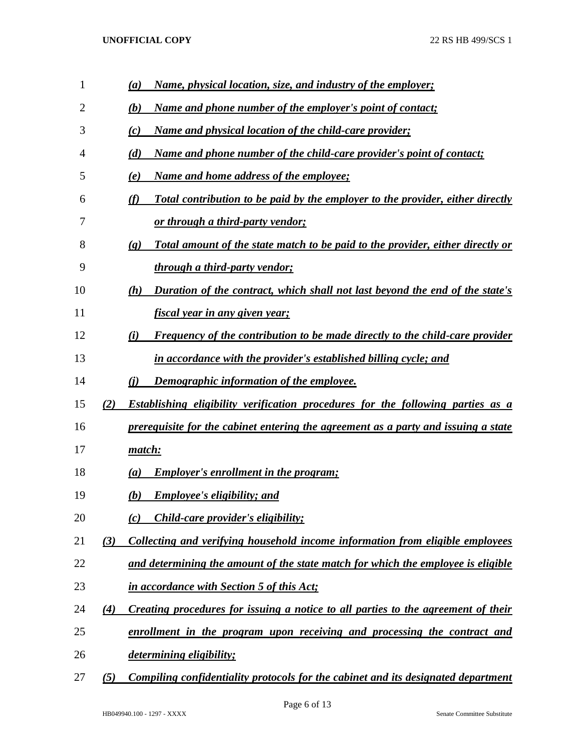*(a) Name, physical location, size, and industry of the employer;*

*(b) Name and phone number of the employer's point of contact;*

*(c) Name and physical location of the child-care provider;*

*(d) Name and phone number of the child-care provider's point of contact;*

*(e) Name and home address of the employee;*

*(f) Total contribution to be paid by the employer to the provider, either directly or through a third-party vendor;*

*(g) Total amount of the state match to be paid to the provider, either directly or through a third-party vendor;*

*(h) Duration of the contract, which shall not last beyond the end of the state's fiscal year in any given year;*

*(i) Frequency of the contribution to be made directly to the child-care provider in accordance with the provider's established billing cycle; and*

*(j) Demographic information of the employee.*

*(2) Establishing eligibility verification procedures for the following parties as a prerequisite for the cabinet entering the agreement as a party and issuing a state match:*

*(a) Employer's enrollment in the program;*

*(b) Employee's eligibility; and*

*(c) Child-care provider's eligibility;*

*(3) Collecting and verifying household income information from eligible employees and determining the amount of the state match for which the employee is eligible in accordance with Section 5 of this Act;*

*(4) Creating procedures for issuing a notice to all parties to the agreement of their enrollment in the program upon receiving and processing the contract and determining eligibility;*

*(5) Compiling confidentiality protocols for the cabinet and its designated department*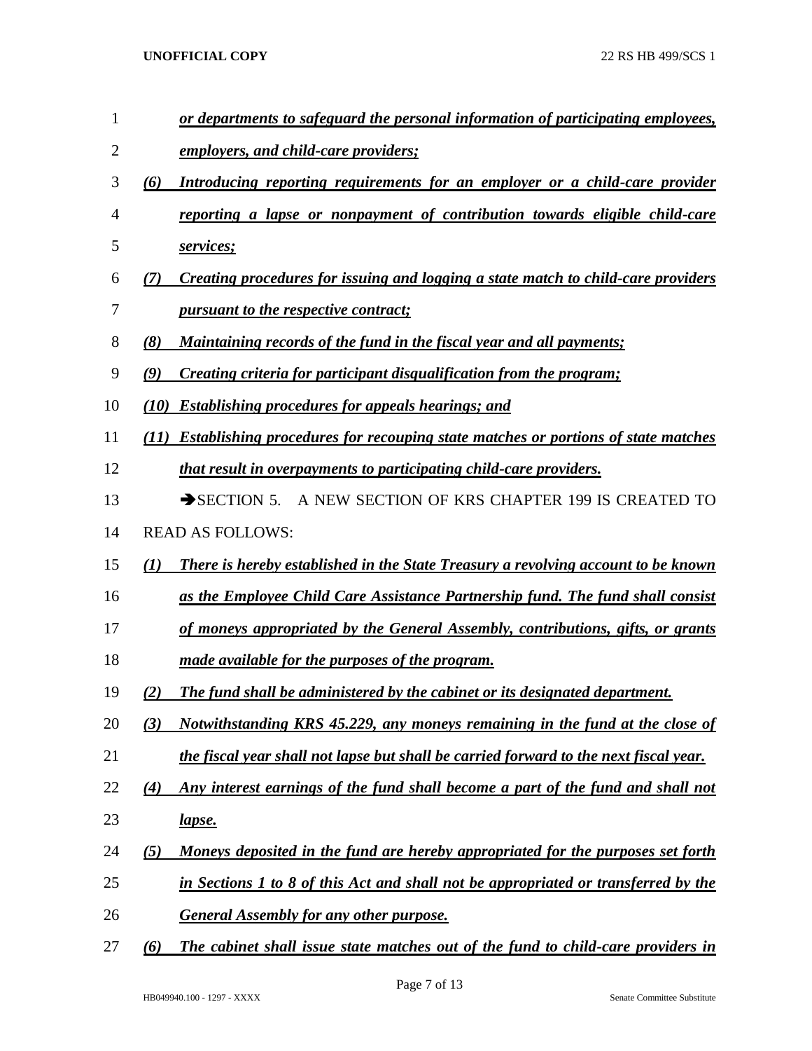*or departments to safeguard the personal information of participating employees, employers, and child-care providers;*

*(6) Introducing reporting requirements for an employer or a child-care provider reporting a lapse or nonpayment of contribution towards eligible child-care services;*

*(7) Creating procedures for issuing and logging a state match to child-care providers pursuant to the respective contract;*

*(8) Maintaining records of the fund in the fiscal year and all payments;*

*(9) Creating criteria for participant disqualification from the program;*

*(10) Establishing procedures for appeals hearings; and*

*(11) Establishing procedures for recouping state matches or portions of state matches that result in overpayments to participating child-care providers.*

➔SECTION 5. A NEW SECTION OF KRS CHAPTER 199 IS CREATED TO READ AS FOLLOWS:

*(1) There is hereby established in the State Treasury a revolving account to be known as the Employee Child Care Assistance Partnership fund. The fund shall consist of moneys appropriated by the General Assembly, contributions, gifts, or grants made available for the purposes of the program.*

*(2) The fund shall be administered by the cabinet or its designated department.*

*(3) Notwithstanding KRS 45.229, any moneys remaining in the fund at the close of the fiscal year shall not lapse but shall be carried forward to the next fiscal year.*

*(4) Any interest earnings of the fund shall become a part of the fund and shall not lapse.*

*(5) Moneys deposited in the fund are hereby appropriated for the purposes set forth in Sections 1 to 8 of this Act and shall not be appropriated or transferred by the General Assembly for any other purpose.*

*(6) The cabinet shall issue state matches out of the fund to child-care providers in*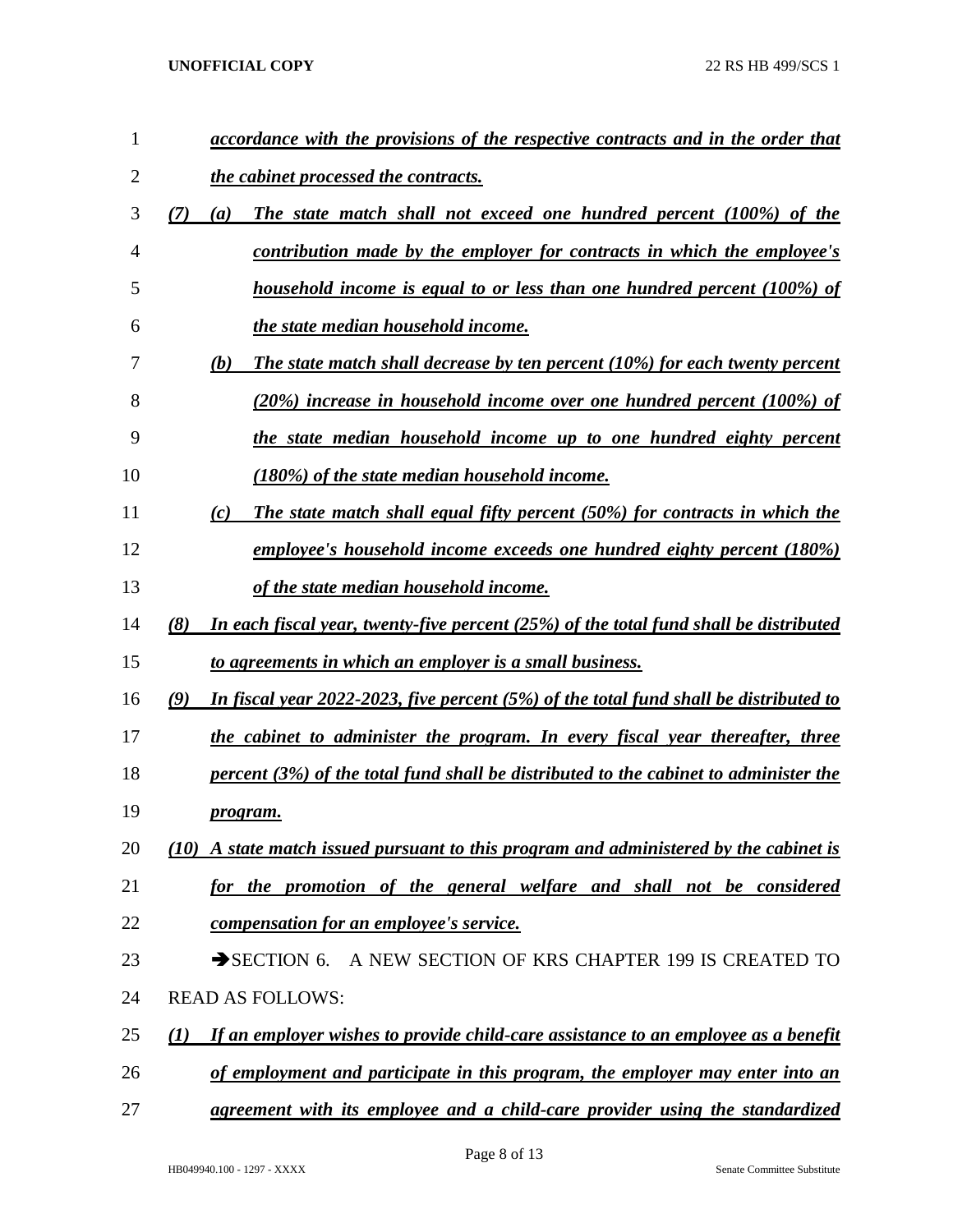***accordance with the provisions of the respective contracts and in the order that the cabinet processed the contracts.***

***(7) (a) The state match shall not exceed one hundred percent (100%) of the contribution made by the employer for contracts in which the employee's household income is equal to or less than one hundred percent (100%) of the state median household income.***

***(b) The state match shall decrease by ten percent (10%) for each twenty percent (20%) increase in household income over one hundred percent (100%) of the state median household income up to one hundred eighty percent (180%) of the state median household income.***

***(c) The state match shall equal fifty percent (50%) for contracts in which the employee's household income exceeds one hundred eighty percent (180%) of the state median household income.***

***(8) In each fiscal year, twenty-five percent (25%) of the total fund shall be distributed to agreements in which an employer is a small business.***

***(9) In fiscal year 2022-2023, five percent (5%) of the total fund shall be distributed to the cabinet to administer the program. In every fiscal year thereafter, three percent (3%) of the total fund shall be distributed to the cabinet to administer the program.***

***(10) A state match issued pursuant to this program and administered by the cabinet is for the promotion of the general welfare and shall not be considered compensation for an employee's service.***

➔SECTION 6. A NEW SECTION OF KRS CHAPTER 199 IS CREATED TO READ AS FOLLOWS:

***(1) If an employer wishes to provide child-care assistance to an employee as a benefit of employment and participate in this program, the employer may enter into an agreement with its employee and a child-care provider using the standardized***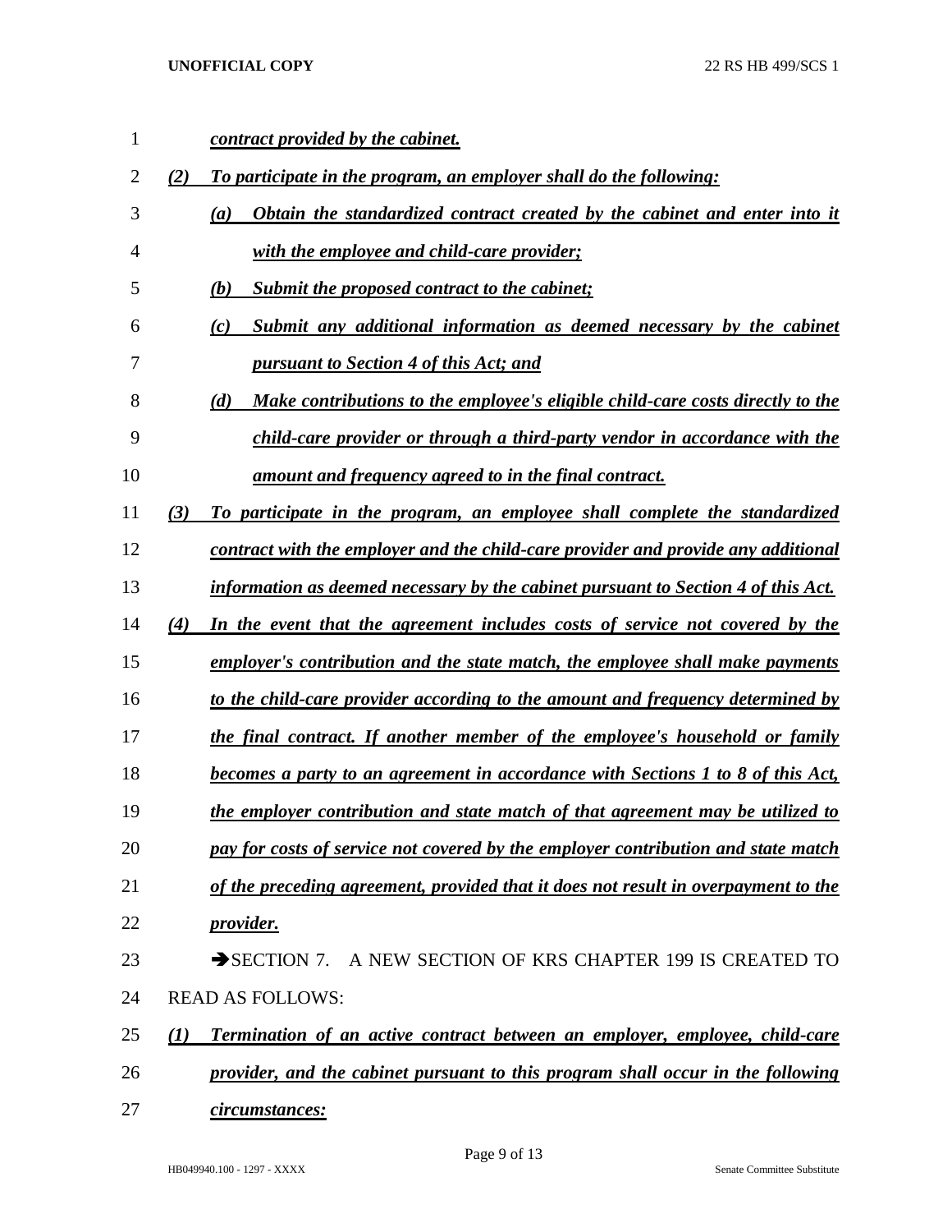*contract provided by the cabinet.*

*(2) To participate in the program, an employer shall do the following:*

*(a) Obtain the standardized contract created by the cabinet and enter into it with the employee and child-care provider;*

*(b) Submit the proposed contract to the cabinet;*

*(c) Submit any additional information as deemed necessary by the cabinet pursuant to Section 4 of this Act; and*

*(d) Make contributions to the employee's eligible child-care costs directly to the child-care provider or through a third-party vendor in accordance with the amount and frequency agreed to in the final contract.*

*(3) To participate in the program, an employee shall complete the standardized contract with the employer and the child-care provider and provide any additional information as deemed necessary by the cabinet pursuant to Section 4 of this Act.*

*(4) In the event that the agreement includes costs of service not covered by the employer's contribution and the state match, the employee shall make payments to the child-care provider according to the amount and frequency determined by the final contract. If another member of the employee's household or family becomes a party to an agreement in accordance with Sections 1 to 8 of this Act, the employer contribution and state match of that agreement may be utilized to pay for costs of service not covered by the employer contribution and state match of the preceding agreement, provided that it does not result in overpayment to the provider.*

➔SECTION 7. A NEW SECTION OF KRS CHAPTER 199 IS CREATED TO READ AS FOLLOWS:

*(1) Termination of an active contract between an employer, employee, child-care provider, and the cabinet pursuant to this program shall occur in the following circumstances:*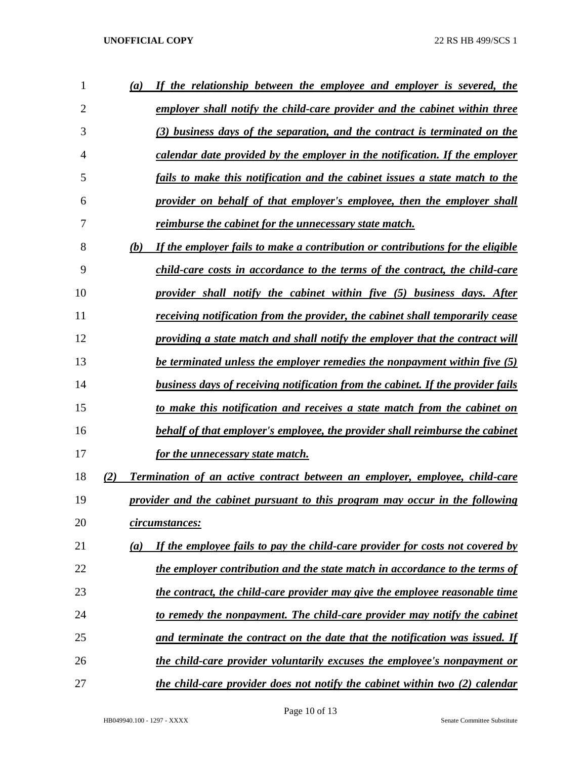*(a) If the relationship between the employee and employer is severed, the employer shall notify the child-care provider and the cabinet within three (3) business days of the separation, and the contract is terminated on the calendar date provided by the employer in the notification. If the employer fails to make this notification and the cabinet issues a state match to the provider on behalf of that employer's employee, then the employer shall reimburse the cabinet for the unnecessary state match.*

*(b) If the employer fails to make a contribution or contributions for the eligible child-care costs in accordance to the terms of the contract, the child-care provider shall notify the cabinet within five (5) business days. After receiving notification from the provider, the cabinet shall temporarily cease providing a state match and shall notify the employer that the contract will be terminated unless the employer remedies the nonpayment within five (5) business days of receiving notification from the cabinet. If the provider fails to make this notification and receives a state match from the cabinet on behalf of that employer's employee, the provider shall reimburse the cabinet for the unnecessary state match.*

*(2) Termination of an active contract between an employer, employee, child-care provider and the cabinet pursuant to this program may occur in the following circumstances:*

*(a) If the employee fails to pay the child-care provider for costs not covered by the employer contribution and the state match in accordance to the terms of the contract, the child-care provider may give the employee reasonable time to remedy the nonpayment. The child-care provider may notify the cabinet and terminate the contract on the date that the notification was issued. If the child-care provider voluntarily excuses the employee's nonpayment or the child-care provider does not notify the cabinet within two (2) calendar*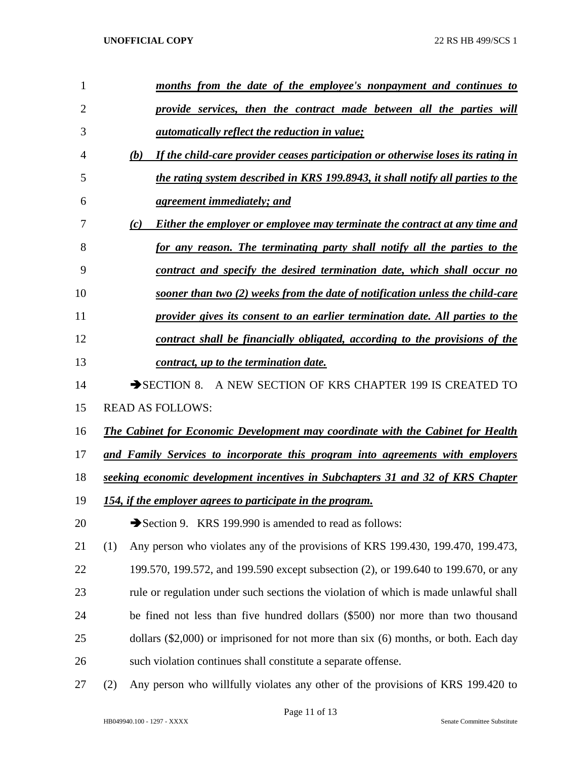*months from the date of the employee's nonpayment and continues to provide services, then the contract made between all the parties will automatically reflect the reduction in value;*

*(b) If the child-care provider ceases participation or otherwise loses its rating in the rating system described in KRS 199.8943, it shall notify all parties to the agreement immediately; and*

*(c) Either the employer or employee may terminate the contract at any time and for any reason. The terminating party shall notify all the parties to the contract and specify the desired termination date, which shall occur no sooner than two (2) weeks from the date of notification unless the child-care provider gives its consent to an earlier termination date. All parties to the contract shall be financially obligated, according to the provisions of the contract, up to the termination date.*

➔SECTION 8. A NEW SECTION OF KRS CHAPTER 199 IS CREATED TO READ AS FOLLOWS:

*The Cabinet for Economic Development may coordinate with the Cabinet for Health and Family Services to incorporate this program into agreements with employers seeking economic development incentives in Subchapters 31 and 32 of KRS Chapter 154, if the employer agrees to participate in the program.*

➔Section 9. KRS 199.990 is amended to read as follows:

(1) Any person who violates any of the provisions of KRS 199.430, 199.470, 199.473, 199.570, 199.572, and 199.590 except subsection (2), or 199.640 to 199.670, or any rule or regulation under such sections the violation of which is made unlawful shall be fined not less than five hundred dollars ($500) nor more than two thousand dollars ($2,000) or imprisoned for not more than six (6) months, or both. Each day such violation continues shall constitute a separate offense.

(2) Any person who willfully violates any other of the provisions of KRS 199.420 to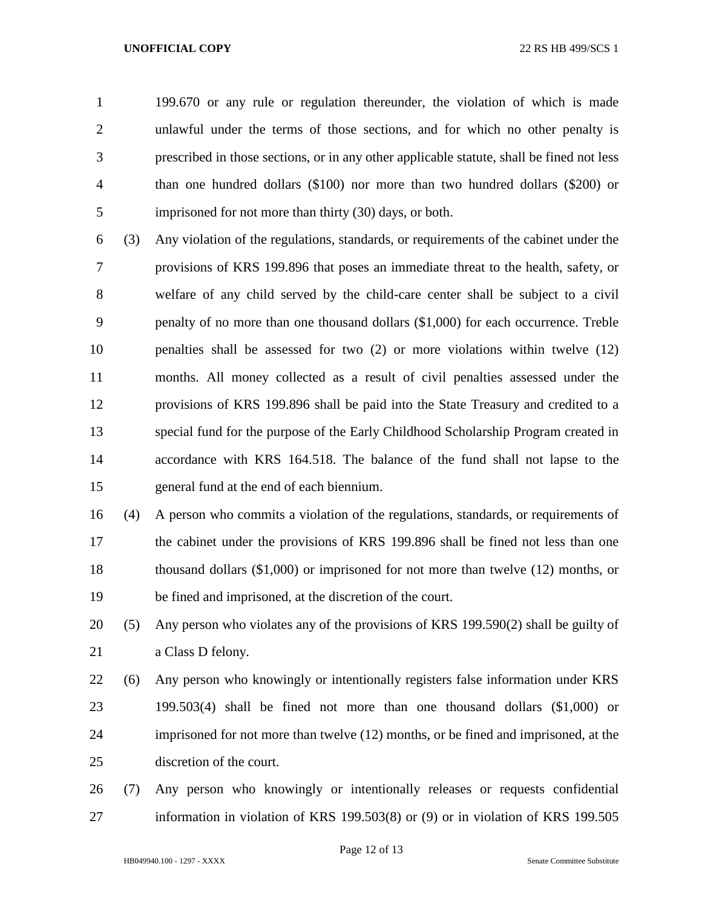199.670 or any rule or regulation thereunder, the violation of which is made unlawful under the terms of those sections, and for which no other penalty is prescribed in those sections, or in any other applicable statute, shall be fined not less than one hundred dollars ($100) nor more than two hundred dollars ($200) or imprisoned for not more than thirty (30) days, or both.

(3) Any violation of the regulations, standards, or requirements of the cabinet under the provisions of KRS 199.896 that poses an immediate threat to the health, safety, or welfare of any child served by the child-care center shall be subject to a civil penalty of no more than one thousand dollars ($1,000) for each occurrence. Treble penalties shall be assessed for two (2) or more violations within twelve (12) months. All money collected as a result of civil penalties assessed under the provisions of KRS 199.896 shall be paid into the State Treasury and credited to a special fund for the purpose of the Early Childhood Scholarship Program created in accordance with KRS 164.518. The balance of the fund shall not lapse to the general fund at the end of each biennium.

(4) A person who commits a violation of the regulations, standards, or requirements of the cabinet under the provisions of KRS 199.896 shall be fined not less than one thousand dollars ($1,000) or imprisoned for not more than twelve (12) months, or be fined and imprisoned, at the discretion of the court.

(5) Any person who violates any of the provisions of KRS 199.590(2) shall be guilty of a Class D felony.

(6) Any person who knowingly or intentionally registers false information under KRS 199.503(4) shall be fined not more than one thousand dollars ($1,000) or imprisoned for not more than twelve (12) months, or be fined and imprisoned, at the discretion of the court.

(7) Any person who knowingly or intentionally releases or requests confidential information in violation of KRS 199.503(8) or (9) or in violation of KRS 199.505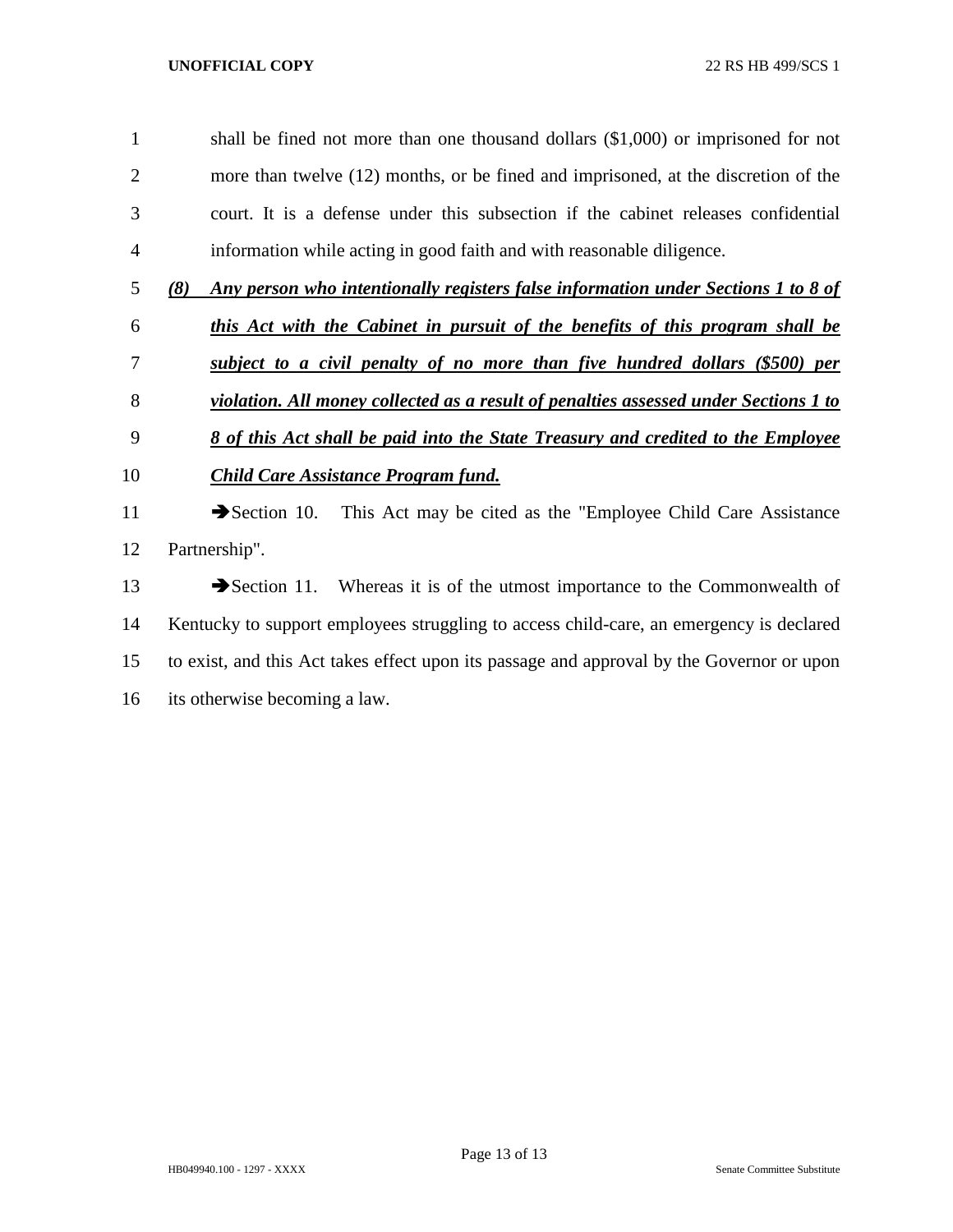shall be fined not more than one thousand dollars ($1,000) or imprisoned for not more than twelve (12) months, or be fined and imprisoned, at the discretion of the court. It is a defense under this subsection if the cabinet releases confidential information while acting in good faith and with reasonable diligence.

***(8) Any person who intentionally registers false information under Sections 1 to 8 of this Act with the Cabinet in pursuit of the benefits of this program shall be subject to a civil penalty of no more than five hundred dollars ($500) per violation. All money collected as a result of penalties assessed under Sections 1 to 8 of this Act shall be paid into the State Treasury and credited to the Employee Child Care Assistance Program fund.***

➔Section 10. This Act may be cited as the "Employee Child Care Assistance Partnership".

➔Section 11. Whereas it is of the utmost importance to the Commonwealth of Kentucky to support employees struggling to access child-care, an emergency is declared to exist, and this Act takes effect upon its passage and approval by the Governor or upon its otherwise becoming a law.